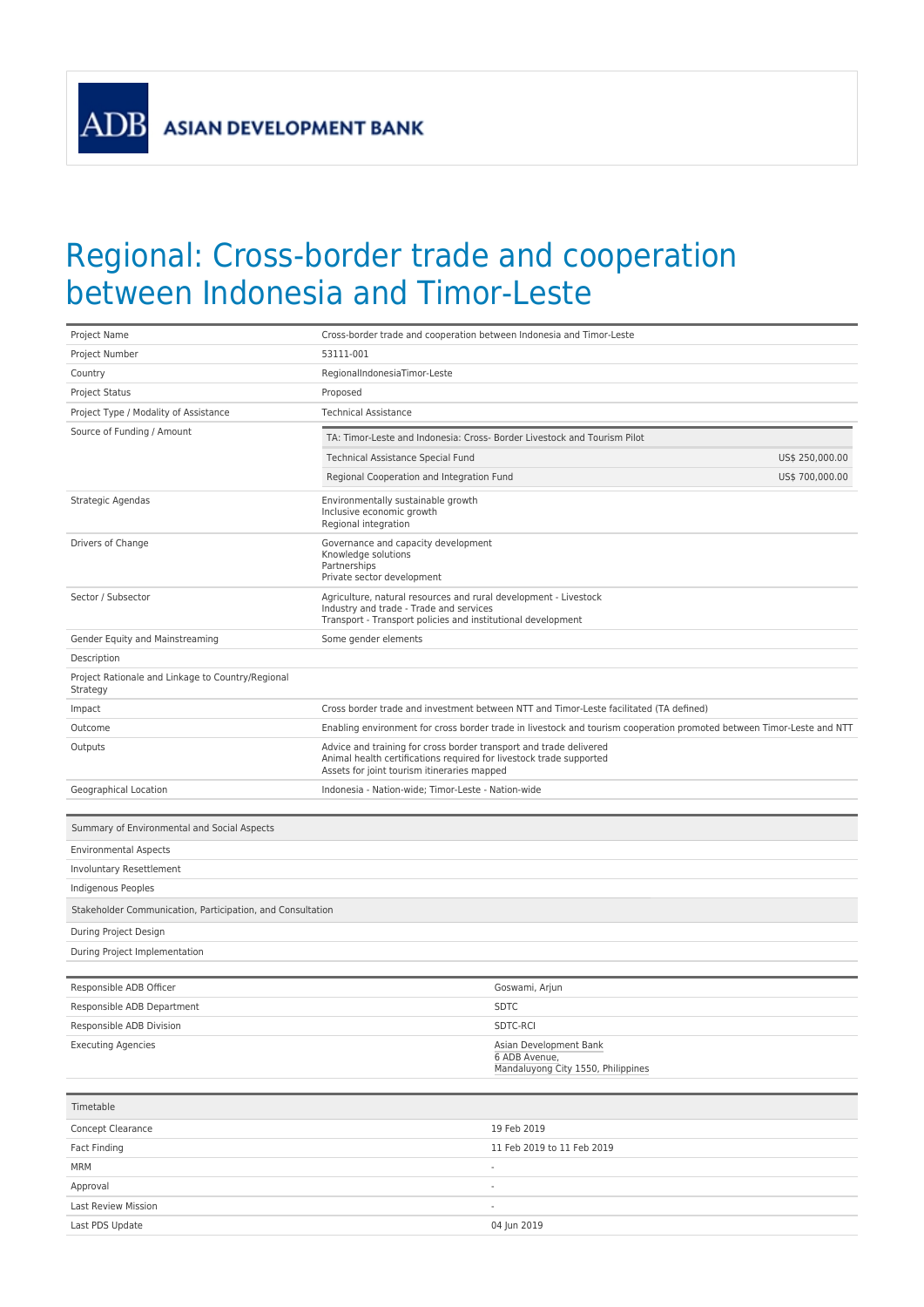ADB ASIAN DEVELOPMENT BANK

# Regional: Cross-border trade and cooperation between Indonesia and Timor-Leste

| | |
|---|---|
| Project Name | Cross-border trade and cooperation between Indonesia and Timor-Leste |
| Project Number | 53111-001 |
| Country | RegionalIndonesiaTimor-Leste |
| Project Status | Proposed |
| Project Type / Modality of Assistance | Technical Assistance |
| Source of Funding / Amount | TA: Timor-Leste and Indonesia: Cross- Border Livestock and Tourism Pilot<br>Technical Assistance Special Fund — US$ 250,000.00<br>Regional Cooperation and Integration Fund — US$ 700,000.00 |
| Strategic Agendas | Environmentally sustainable growth<br>Inclusive economic growth<br>Regional integration |
| Drivers of Change | Governance and capacity development<br>Knowledge solutions<br>Partnerships<br>Private sector development |
| Sector / Subsector | Agriculture, natural resources and rural development - Livestock<br>Industry and trade - Trade and services<br>Transport - Transport policies and institutional development |
| Gender Equity and Mainstreaming | Some gender elements |
| Description | |
| Project Rationale and Linkage to Country/Regional Strategy | |
| Impact | Cross border trade and investment between NTT and Timor-Leste facilitated (TA defined) |
| Outcome | Enabling environment for cross border trade in livestock and tourism cooperation promoted between Timor-Leste and NTT |
| Outputs | Advice and training for cross border transport and trade delivered<br>Animal health certifications required for livestock trade supported<br>Assets for joint tourism itineraries mapped |
| Geographical Location | Indonesia - Nation-wide; Timor-Leste - Nation-wide |

| Summary of Environmental and Social Aspects | |
|---|---|
| Environmental Aspects | |
| Involuntary Resettlement | |
| Indigenous Peoples | |
| **Stakeholder Communication, Participation, and Consultation** | |
| During Project Design | |
| During Project Implementation | |

| | |
|---|---|
| Responsible ADB Officer | Goswami, Arjun |
| Responsible ADB Department | SDTC |
| Responsible ADB Division | SDTC-RCI |
| Executing Agencies | Asian Development Bank<br>6 ADB Avenue,<br>Mandaluyong City 1550, Philippines |

| Timetable | |
|---|---|
| Concept Clearance | 19 Feb 2019 |
| Fact Finding | 11 Feb 2019 to 11 Feb 2019 |
| MRM | - |
| Approval | - |
| Last Review Mission | - |
| Last PDS Update | 04 Jun 2019 |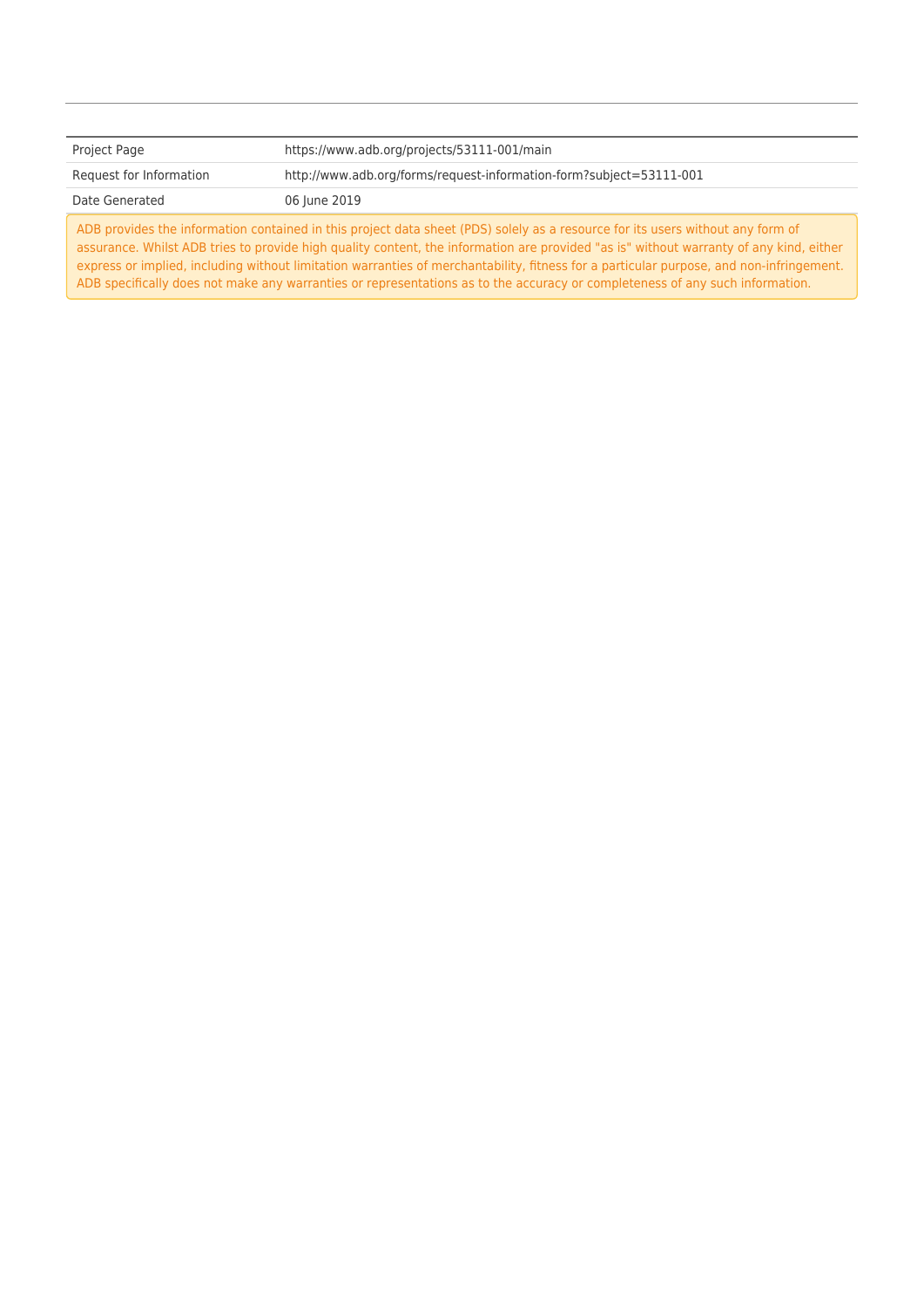| | |
|---|---|
| Project Page | https://www.adb.org/projects/53111-001/main |
| Request for Information | http://www.adb.org/forms/request-information-form?subject=53111-001 |
| Date Generated | 06 June 2019 |

ADB provides the information contained in this project data sheet (PDS) solely as a resource for its users without any form of assurance. Whilst ADB tries to provide high quality content, the information are provided "as is" without warranty of any kind, either express or implied, including without limitation warranties of merchantability, fitness for a particular purpose, and non-infringement. ADB specifically does not make any warranties or representations as to the accuracy or completeness of any such information.